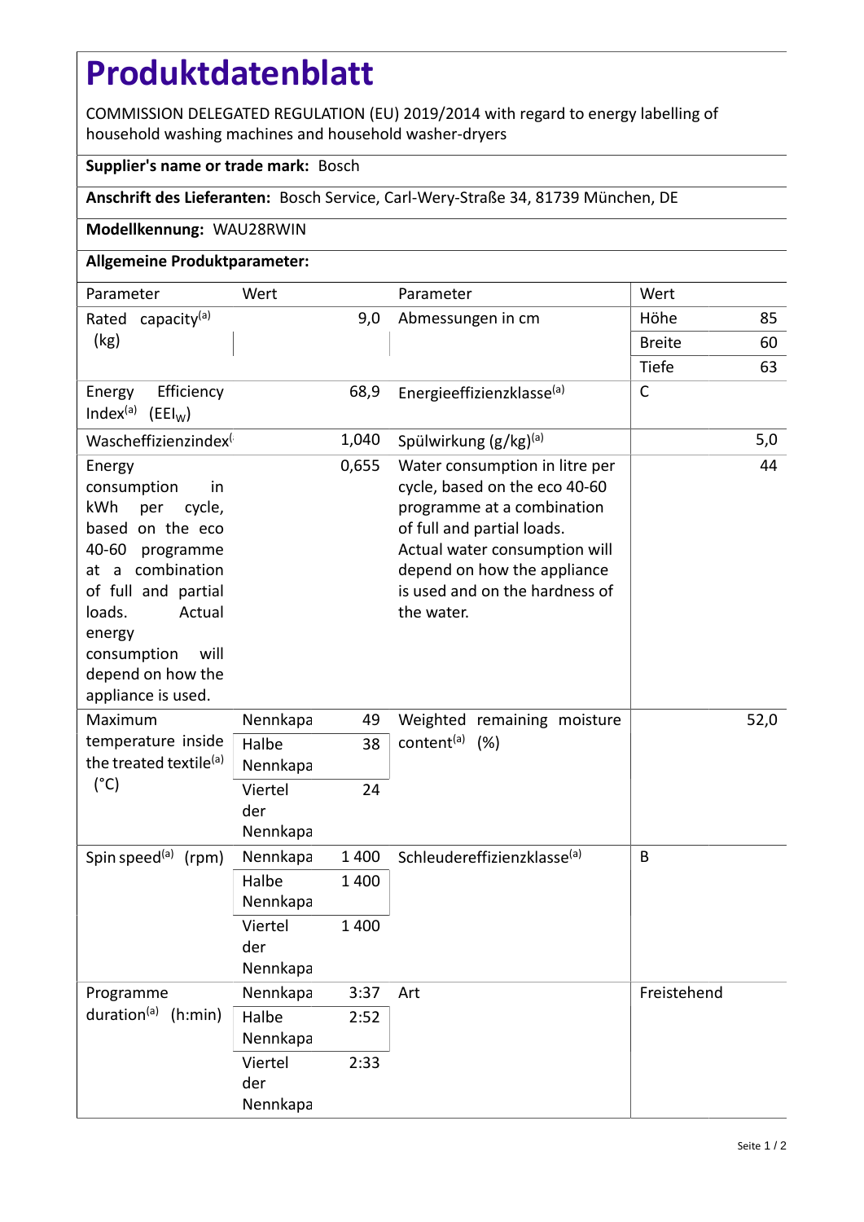# Produktdatenblatt

COMMISSION DELEGATED REGULATION (EU) 2019/2014 with regard to energy labelling of household washing machines and household washer-dryers

**Supplier's name or trade mark:** Bosch

**Anschrift des Lieferanten:** Bosch Service, Carl-Wery-Straße 34, 81739 München, DE

**Modellkennung:** WAU28RWIN

**Allgemeine Produktparameter:**

| Parameter | Wert | | Parameter | Wert | |
|---|---|---|---|---|---|
| Rated capacity[a] (kg) | | 9,0 | Abmessungen in cm | Höhe | 85 |
| | | | | Breite | 60 |
| | | | | Tiefe | 63 |
| Energy Efficiency Index[a] ($EEI_W$) | | 68,9 | Energieeffizienzklasse[a] | C | |
| Wascheffizienzindex[( | | 1,040 | Spülwirkung (g/kg)[a] | | 5,0 |
| Energy consumption in kWh per cycle, based on the eco 40-60 programme at a combination of full and partial loads. Actual energy consumption will depend on how the appliance is used. | | 0,655 | Water consumption in litre per cycle, based on the eco 40-60 programme at a combination of full and partial loads. Actual water consumption will depend on how the appliance is used and on the hardness of the water. | | 44 |
| Maximum temperature inside the treated textile[a] (°C) | Nennkapa | 49 | Weighted remaining moisture content[a] (%) | | 52,0 |
| | Halbe Nennkapa | 38 | | | |
| | Viertel der Nennkapa | 24 | | | |
| Spin speed[a] (rpm) | Nennkapa | 1 400 | Schleudereffizienzklasse[a] | B | |
| | Halbe Nennkapa | 1 400 | | | |
| | Viertel der Nennkapa | 1 400 | | | |
| Programme duration[a] (h:min) | Nennkapa | 3:37 | Art | Freistehend | |
| | Halbe Nennkapa | 2:52 | | | |
| | Viertel der Nennkapa | 2:33 | | | |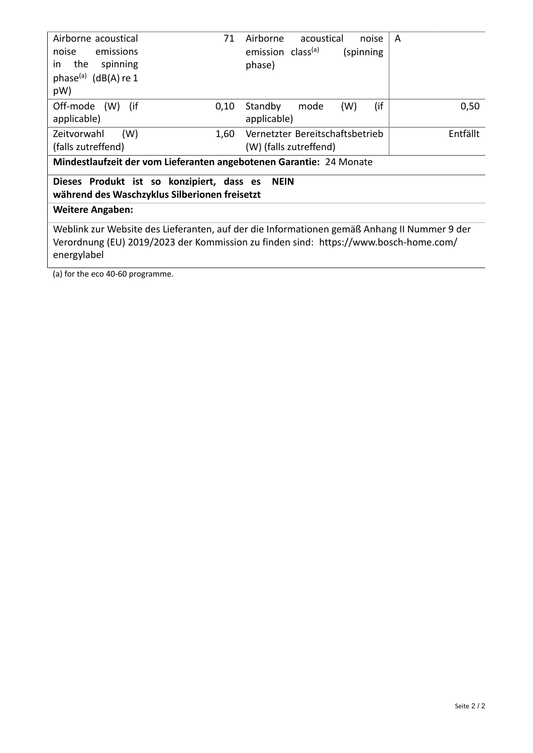| | | | |
|---|---|---|---|
| Airborne acoustical noise emissions in the spinning phase[(a)] (dB(A) re 1 pW) | 71 | Airborne acoustical noise emission class[(a)] (spinning phase) | A |
| Off-mode (W) (if applicable) | 0,10 | Standby mode (W) (if applicable) | 0,50 |
| Zeitvorwahl (W) (falls zutreffend) | 1,60 | Vernetzter Bereitschaftsbetrieb (W) (falls zutreffend) | Entfällt |

**Mindestlaufzeit der vom Lieferanten angebotenen Garantie:** 24 Monate

**Dieses Produkt ist so konzipiert, dass es während des Waschzyklus Silberionen freisetzt** **NEIN**

**Weitere Angaben:**

Weblink zur Website des Lieferanten, auf der die Informationen gemäß Anhang II Nummer 9 der Verordnung (EU) 2019/2023 der Kommission zu finden sind: https://www.bosch-home.com/energylabel

(a) for the eco 40-60 programme.